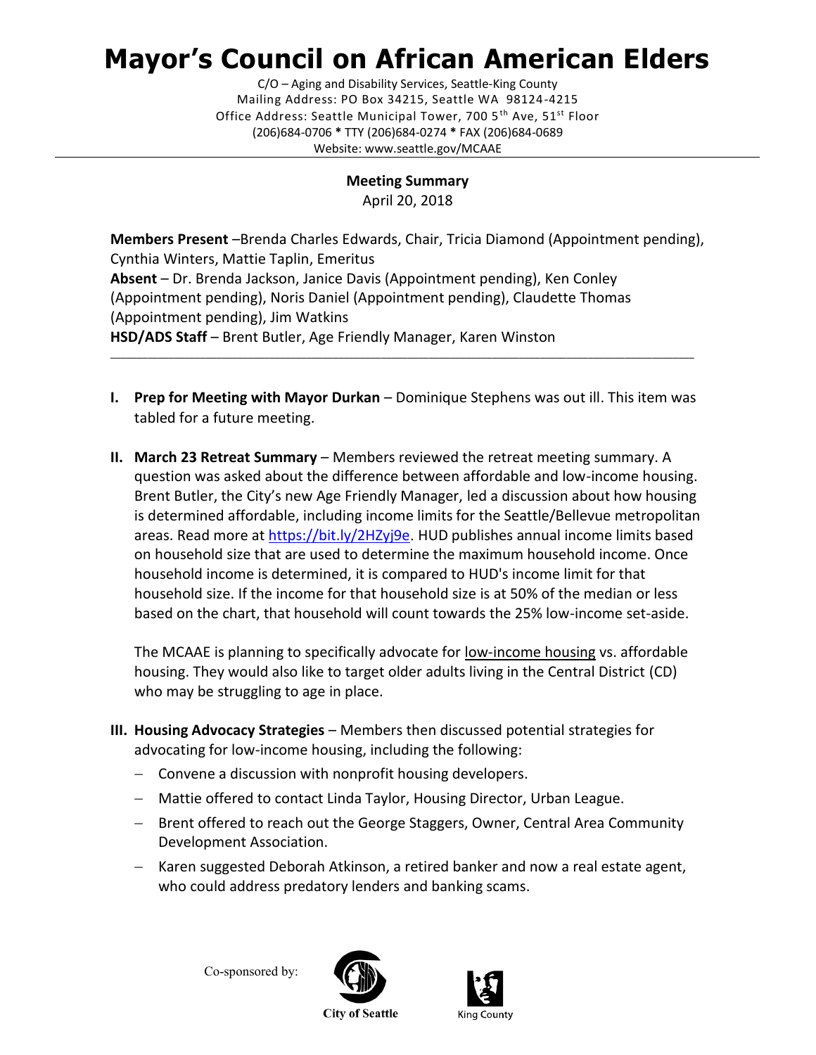# Mayor's Council on African American Elders

C/O – Aging and Disability Services, Seattle-King County
Mailing Address: PO Box 34215, Seattle WA 98124-4215
Office Address: Seattle Municipal Tower, 700 5th Ave, 51st Floor
(206)684-0706 * TTY (206)684-0274 * FAX (206)684-0689
Website: www.seattle.gov/MCAAE

---

**Meeting Summary**
April 20, 2018

**Members Present** –Brenda Charles Edwards, Chair, Tricia Diamond (Appointment pending), Cynthia Winters, Mattie Taplin, Emeritus
**Absent** – Dr. Brenda Jackson, Janice Davis (Appointment pending), Ken Conley (Appointment pending), Noris Daniel (Appointment pending), Claudette Thomas (Appointment pending), Jim Watkins
**HSD/ADS Staff** – Brent Butler, Age Friendly Manager, Karen Winston

---

I. **Prep for Meeting with Mayor Durkan** – Dominique Stephens was out ill. This item was tabled for a future meeting.

II. **March 23 Retreat Summary** – Members reviewed the retreat meeting summary. A question was asked about the difference between affordable and low-income housing. Brent Butler, the City's new Age Friendly Manager, led a discussion about how housing is determined affordable, including income limits for the Seattle/Bellevue metropolitan areas. Read more at https://bit.ly/2HZyj9e. HUD publishes annual income limits based on household size that are used to determine the maximum household income. Once household income is determined, it is compared to HUD's income limit for that household size. If the income for that household size is at 50% of the median or less based on the chart, that household will count towards the 25% low-income set-aside.

   The MCAAE is planning to specifically advocate for low-income housing vs. affordable housing. They would also like to target older adults living in the Central District (CD) who may be struggling to age in place.

III. **Housing Advocacy Strategies** – Members then discussed potential strategies for advocating for low-income housing, including the following:
   - Convene a discussion with nonprofit housing developers.
   - Mattie offered to contact Linda Taylor, Housing Director, Urban League.
   - Brent offered to reach out the George Staggers, Owner, Central Area Community Development Association.
   - Karen suggested Deborah Atkinson, a retired banker and now a real estate agent, who could address predatory lenders and banking scams.

Co-sponsored by: City of Seattle, King County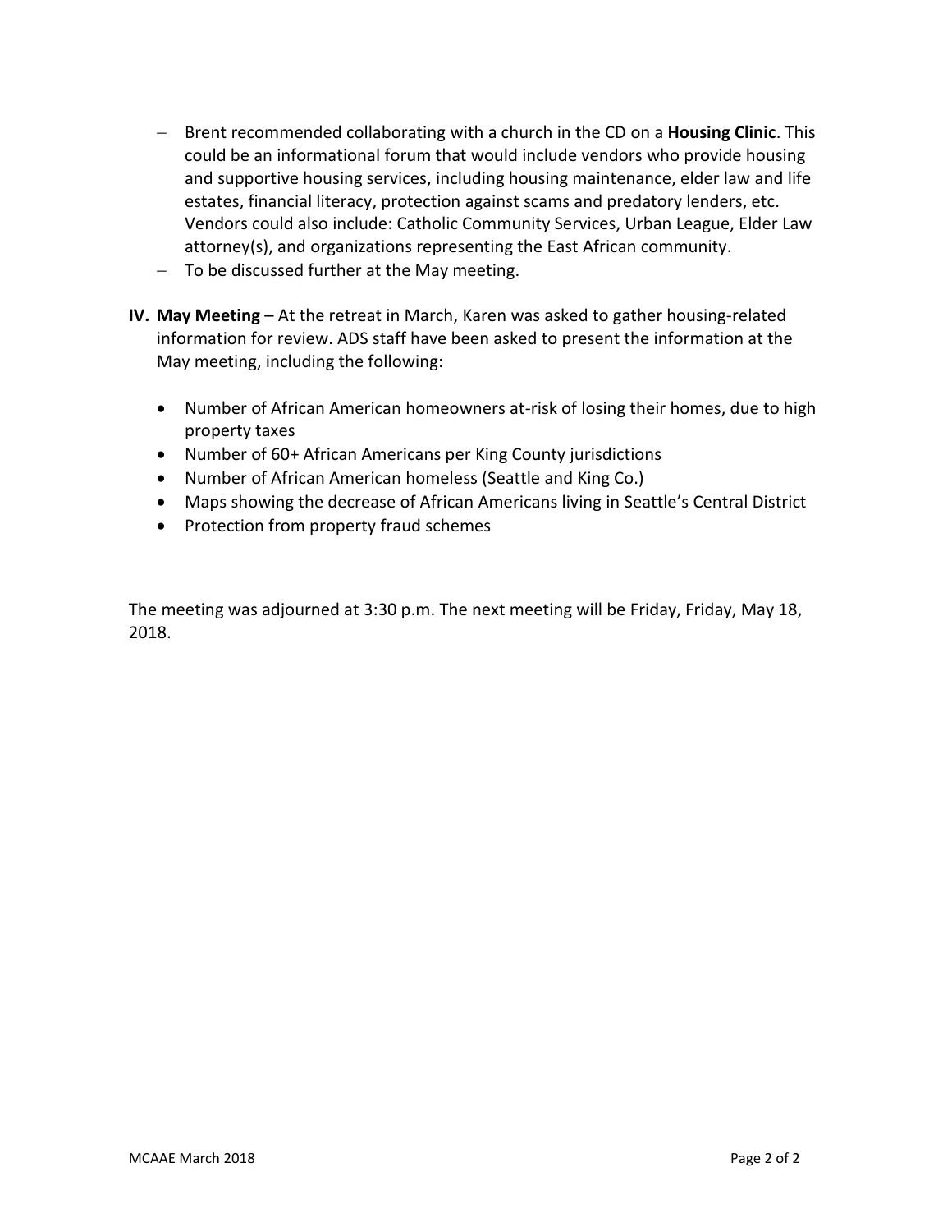- Brent recommended collaborating with a church in the CD on a **Housing Clinic**. This could be an informational forum that would include vendors who provide housing and supportive housing services, including housing maintenance, elder law and life estates, financial literacy, protection against scams and predatory lenders, etc. Vendors could also include: Catholic Community Services, Urban League, Elder Law attorney(s), and organizations representing the East African community.
- To be discussed further at the May meeting.

**IV. May Meeting** – At the retreat in March, Karen was asked to gather housing-related information for review. ADS staff have been asked to present the information at the May meeting, including the following:

- Number of African American homeowners at-risk of losing their homes, due to high property taxes
- Number of 60+ African Americans per King County jurisdictions
- Number of African American homeless (Seattle and King Co.)
- Maps showing the decrease of African Americans living in Seattle's Central District
- Protection from property fraud schemes

The meeting was adjourned at 3:30 p.m. The next meeting will be Friday, Friday, May 18, 2018.